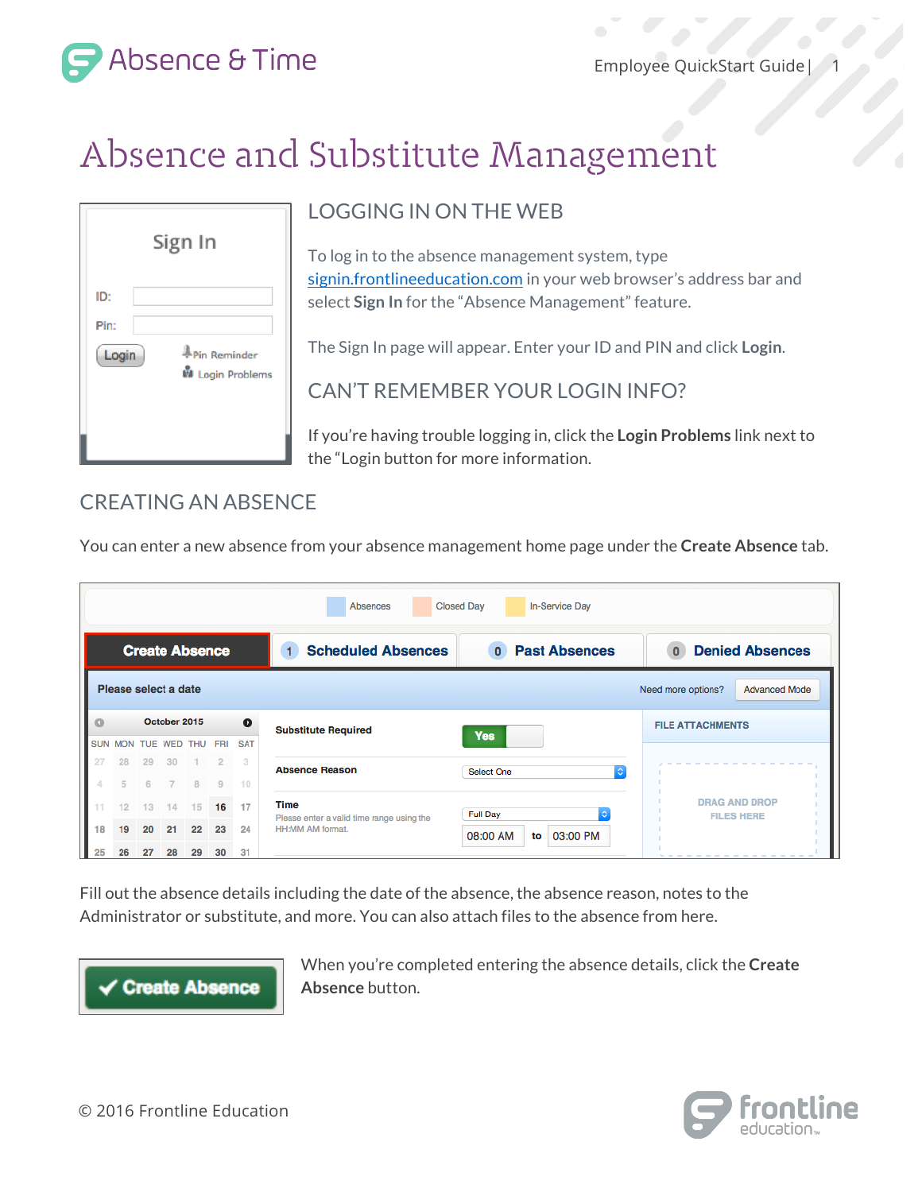# Absence and Substitute Management

## LOGGING IN ON THE WEB

To log in to the absence management system, type signin.frontlineeducation.com in your web browser's address bar and select **Sign In** for the "Absence Management" feature.

The Sign In page will appear. Enter your ID and PIN and click **Login**.

## CAN'T REMEMBER YOUR LOGIN INFO?

If you're having trouble logging in, click the **Login Problems** link next to the "Login button for more information.

## CREATING AN ABSENCE

You can enter a new absence from your absence management home page under the **Create Absence** tab.

Fill out the absence details including the date of the absence, the absence reason, notes to the Administrator or substitute, and more. You can also attach files to the absence from here.

When you're completed entering the absence details, click the **Create Absence** button.

© 2016 Frontline Education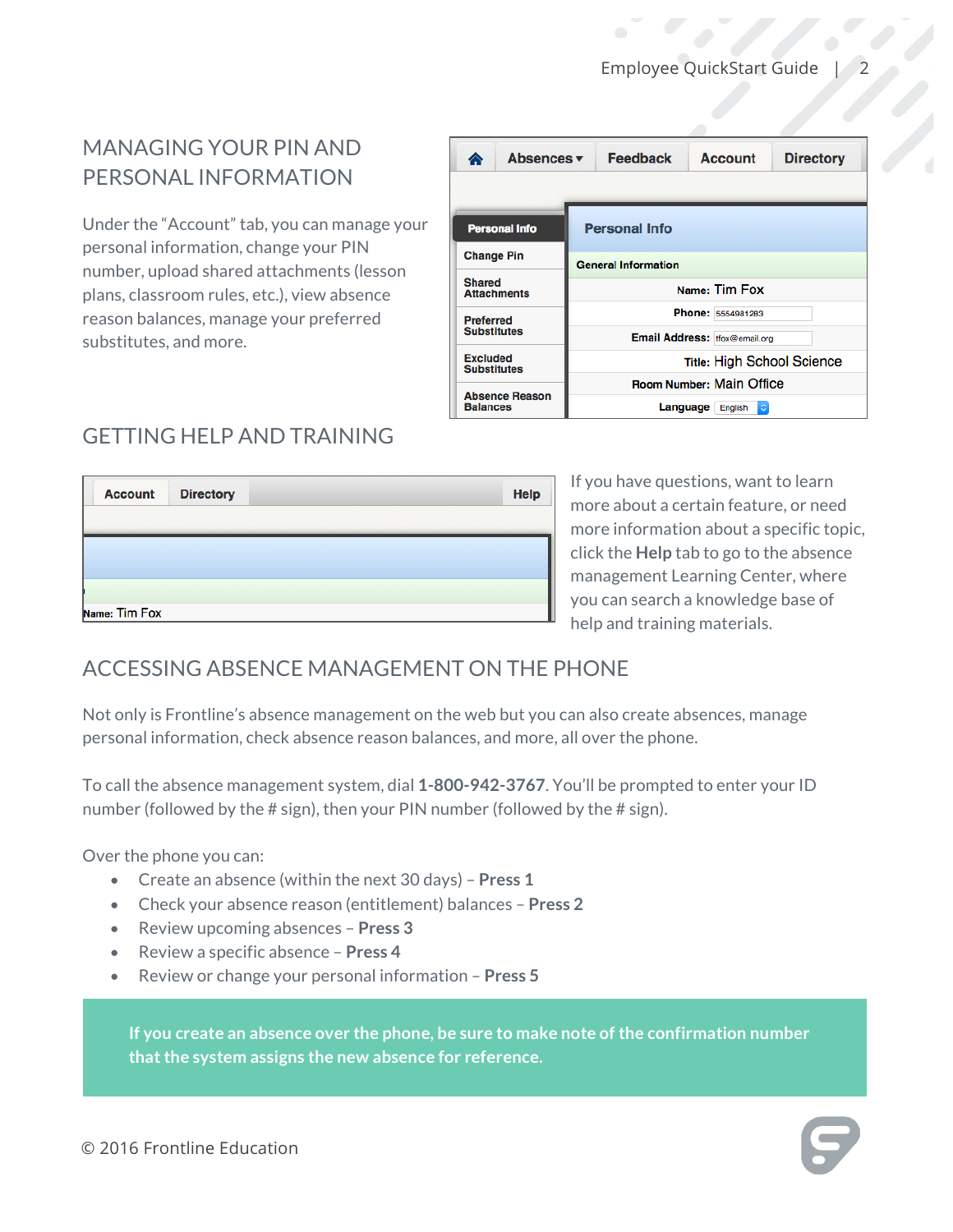## MANAGING YOUR PIN AND PERSONAL INFORMATION

Under the "Account" tab, you can manage your personal information, change your PIN number, upload shared attachments (lesson plans, classroom rules, etc.), view absence reason balances, manage your preferred substitutes, and more.

## GETTING HELP AND TRAINING

If you have questions, want to learn more about a certain feature, or need more information about a specific topic, click the **Help** tab to go to the absence management Learning Center, where you can search a knowledge base of help and training materials.

## ACCESSING ABSENCE MANAGEMENT ON THE PHONE

Not only is Frontline's absence management on the web but you can also create absences, manage personal information, check absence reason balances, and more, all over the phone.

To call the absence management system, dial **1-800-942-3767**. You'll be prompted to enter your ID number (followed by the # sign), then your PIN number (followed by the # sign).

Over the phone you can:

- Create an absence (within the next 30 days) – **Press 1**
- Check your absence reason (entitlement) balances – **Press 2**
- Review upcoming absences – **Press 3**
- Review a specific absence – **Press 4**
- Review or change your personal information – **Press 5**

**If you create an absence over the phone, be sure to make note of the confirmation number that the system assigns the new absence for reference.**

© 2016 Frontline Education